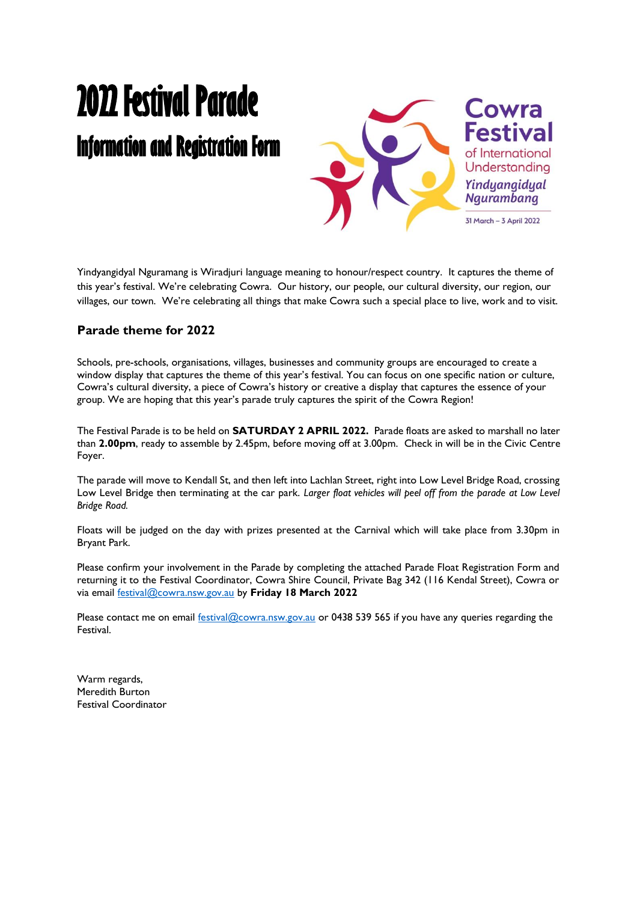# 2022 Festival Parade

## Information and Registration Form

Cowra Festival of International Understanding

*Yindyangidyal Ngurambang*

31 March – 3 April 2022

Yindyangidyal Nguramang is Wiradjuri language meaning to honour/respect country. It captures the theme of this year's festival. We're celebrating Cowra. Our history, our people, our cultural diversity, our region, our villages, our town. We're celebrating all things that make Cowra such a special place to live, work and to visit.

### Parade theme for 2022

Schools, pre-schools, organisations, villages, businesses and community groups are encouraged to create a window display that captures the theme of this year's festival. You can focus on one specific nation or culture, Cowra's cultural diversity, a piece of Cowra's history or creative a display that captures the essence of your group. We are hoping that this year's parade truly captures the spirit of the Cowra Region!

The Festival Parade is to be held on **SATURDAY 2 APRIL 2022.** Parade floats are asked to marshall no later than **2.00pm**, ready to assemble by 2.45pm, before moving off at 3.00pm. Check in will be in the Civic Centre Foyer.

The parade will move to Kendall St, and then left into Lachlan Street, right into Low Level Bridge Road, crossing Low Level Bridge then terminating at the car park. *Larger float vehicles will peel off from the parade at Low Level Bridge Road.*

Floats will be judged on the day with prizes presented at the Carnival which will take place from 3.30pm in Bryant Park.

Please confirm your involvement in the Parade by completing the attached Parade Float Registration Form and returning it to the Festival Coordinator, Cowra Shire Council, Private Bag 342 (116 Kendal Street), Cowra or via email festival@cowra.nsw.gov.au by **Friday 18 March 2022**

Please contact me on email festival@cowra.nsw.gov.au or 0438 539 565 if you have any queries regarding the Festival.

Warm regards,
Meredith Burton
Festival Coordinator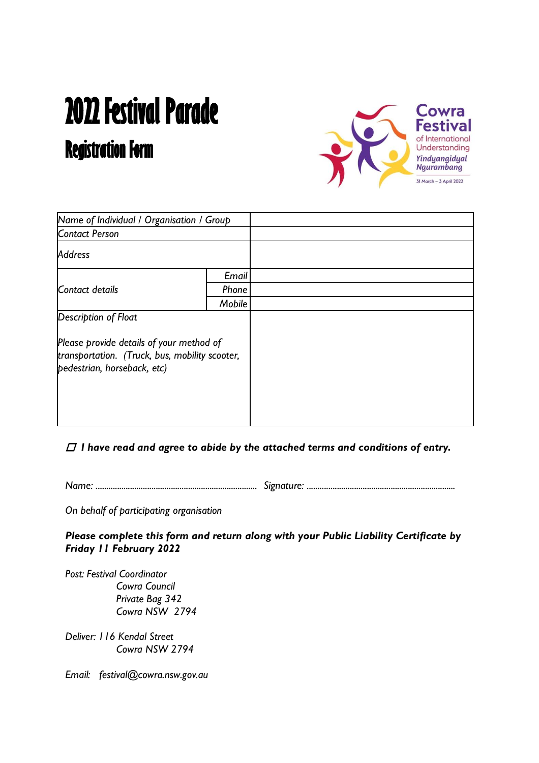# 2022 Festival Parade

## Registration Form

Cowra Festival of International Understanding Yindyangidyal Ngurambang 31 March – 3 April 2022

| | | |
|---|---|---|
| *Name of Individual / Organisation / Group* | | |
| *Contact Person* | | |
| *Address* | | |
| *Contact details* | *Email* | |
| | *Phone* | |
| | *Mobile* | |
| *Description of Float*<br><br>*Please provide details of your method of transportation. (Truck, bus, mobility scooter, pedestrian, horseback, etc)* | | |

☐ ***I have read and agree to abide by the attached terms and conditions of entry.***

*Name:* ............................................................................ *Signature:* ......................................................................

*On behalf of participating organisation*

***Please complete this form and return along with your Public Liability Certificate by Friday 11 February 2022***

*Post: Festival Coordinator*
*Cowra Council*
*Private Bag 342*
*Cowra NSW 2794*

*Deliver: 116 Kendal Street*
*Cowra NSW 2794*

*Email: festival@cowra.nsw.gov.au*